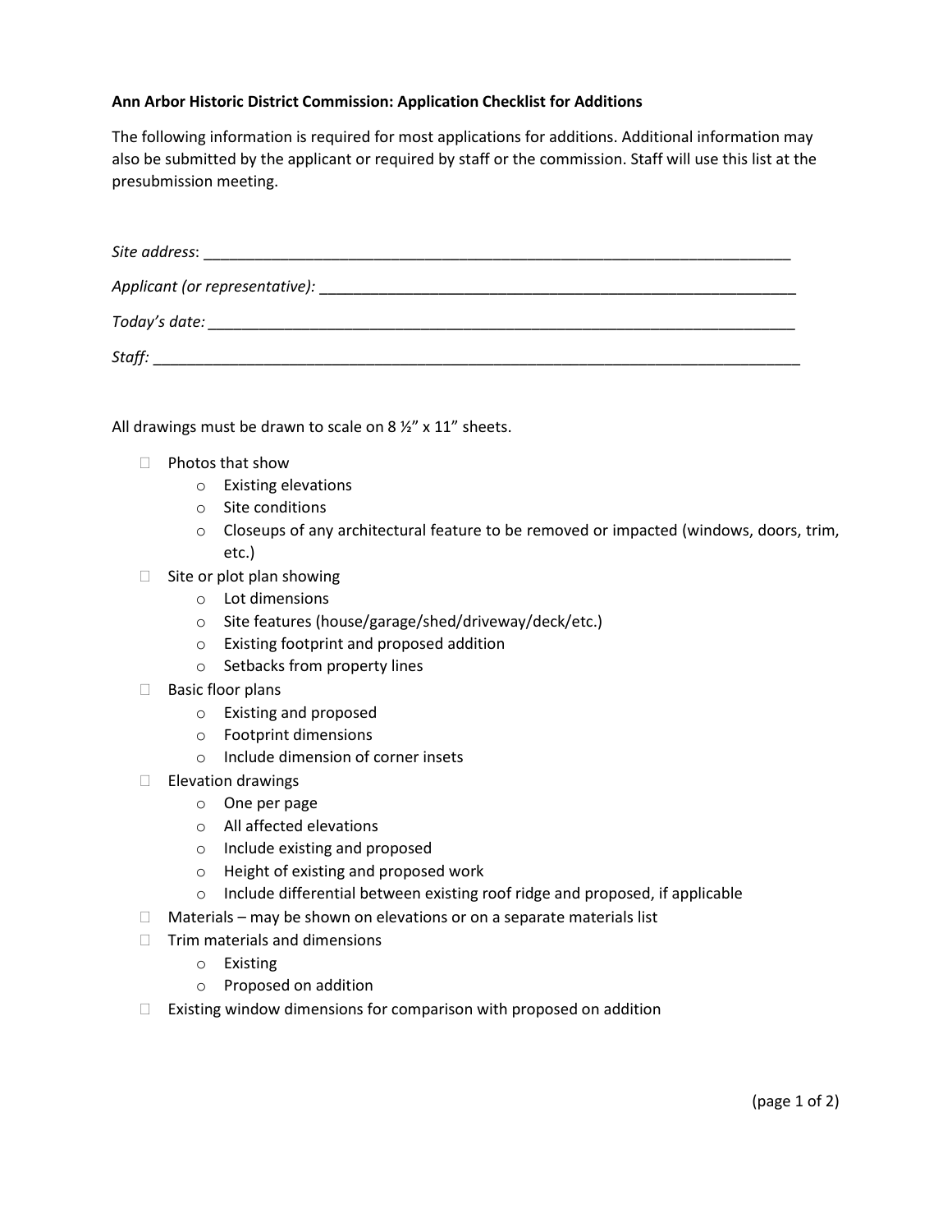**Ann Arbor Historic District Commission: Application Checklist for Additions**

The following information is required for most applications for additions. Additional information may also be submitted by the applicant or required by staff or the commission. Staff will use this list at the presubmission meeting.

*Site address*: ______________________________________________________________________

*Applicant (or representative):* ________________________________________________________

*Today's date:* ______________________________________________________________________

*Staff:* ____________________________________________________________________________

All drawings must be drawn to scale on 8 ½" x 11" sheets.

- [ ] Photos that show
  - Existing elevations
  - Site conditions
  - Closeups of any architectural feature to be removed or impacted (windows, doors, trim, etc.)
- [ ] Site or plot plan showing
  - Lot dimensions
  - Site features (house/garage/shed/driveway/deck/etc.)
  - Existing footprint and proposed addition
  - Setbacks from property lines
- [ ] Basic floor plans
  - Existing and proposed
  - Footprint dimensions
  - Include dimension of corner insets
- [ ] Elevation drawings
  - One per page
  - All affected elevations
  - Include existing and proposed
  - Height of existing and proposed work
  - Include differential between existing roof ridge and proposed, if applicable
- [ ] Materials – may be shown on elevations or on a separate materials list
- [ ] Trim materials and dimensions
  - Existing
  - Proposed on addition
- [ ] Existing window dimensions for comparison with proposed on addition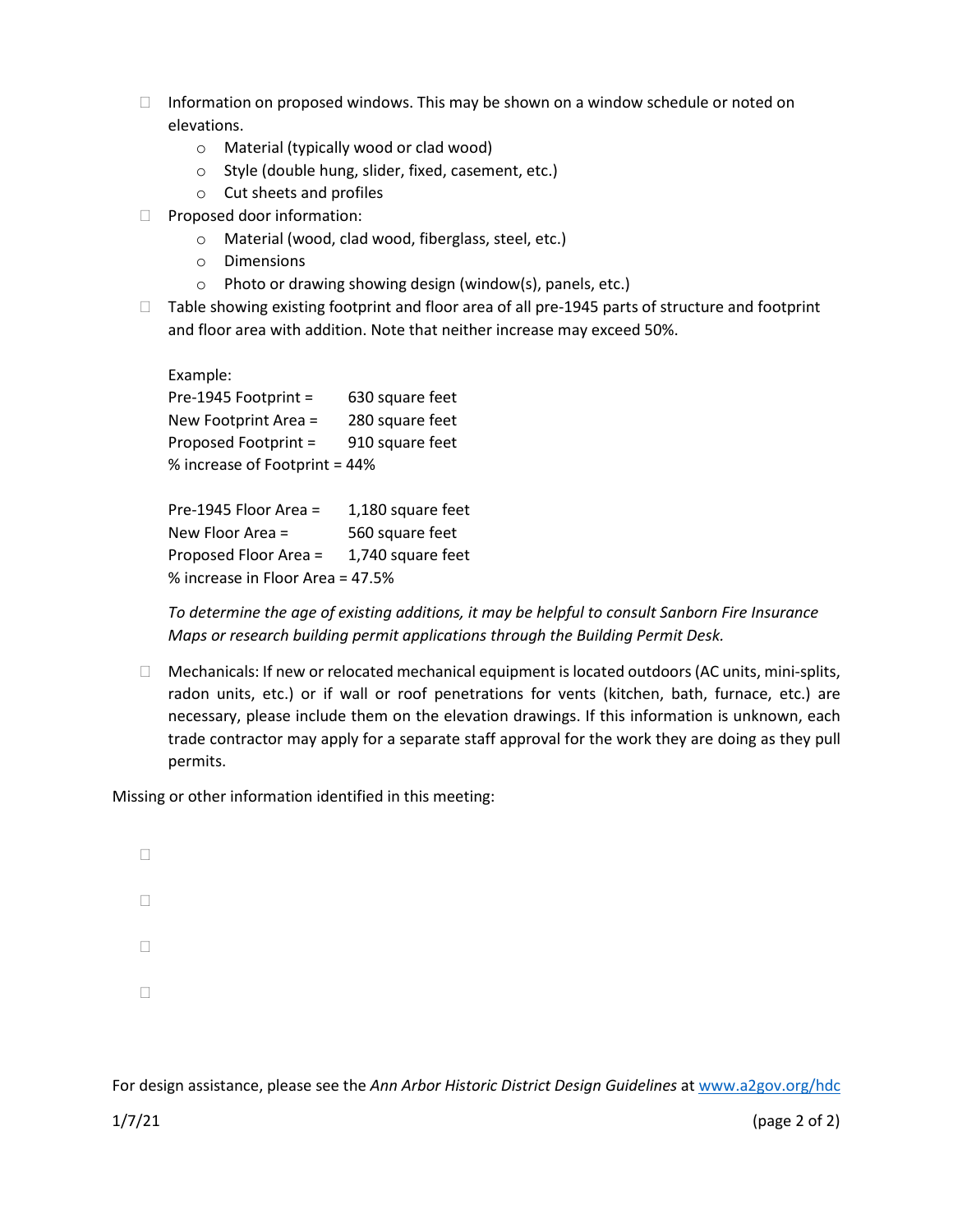- ☐ Information on proposed windows. This may be shown on a window schedule or noted on elevations.
  - Material (typically wood or clad wood)
  - Style (double hung, slider, fixed, casement, etc.)
  - Cut sheets and profiles
- ☐ Proposed door information:
  - Material (wood, clad wood, fiberglass, steel, etc.)
  - Dimensions
  - Photo or drawing showing design (window(s), panels, etc.)
- ☐ Table showing existing footprint and floor area of all pre-1945 parts of structure and footprint and floor area with addition. Note that neither increase may exceed 50%.

  Example:
  Pre-1945 Footprint = 630 square feet
  New Footprint Area = 280 square feet
  Proposed Footprint = 910 square feet
  % increase of Footprint = 44%

  Pre-1945 Floor Area = 1,180 square feet
  New Floor Area = 560 square feet
  Proposed Floor Area = 1,740 square feet
  % increase in Floor Area = 47.5%

  *To determine the age of existing additions, it may be helpful to consult Sanborn Fire Insurance Maps or research building permit applications through the Building Permit Desk.*

- ☐ Mechanicals: If new or relocated mechanical equipment is located outdoors (AC units, mini-splits, radon units, etc.) or if wall or roof penetrations for vents (kitchen, bath, furnace, etc.) are necessary, please include them on the elevation drawings. If this information is unknown, each trade contractor may apply for a separate staff approval for the work they are doing as they pull permits.

Missing or other information identified in this meeting:

- ☐
- ☐
- ☐
- ☐

For design assistance, please see the *Ann Arbor Historic District Design Guidelines* at www.a2gov.org/hdc

1/7/21